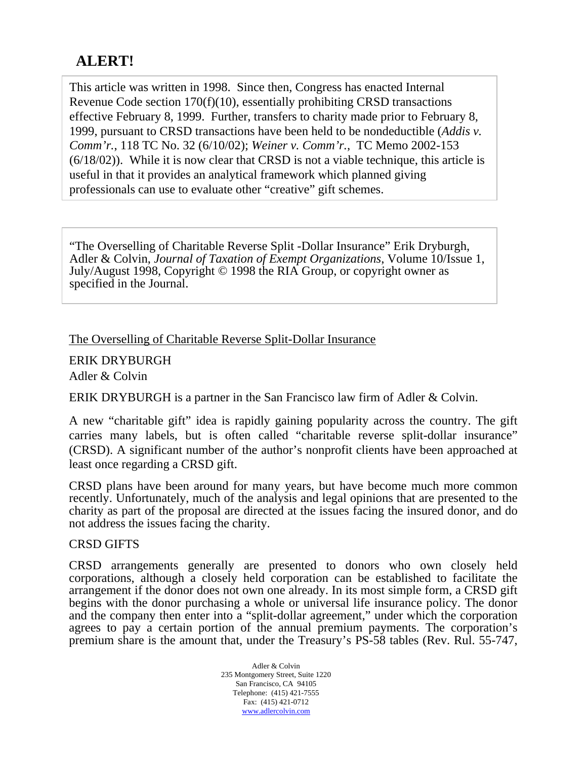# ALERT!

This article was written in 1998. Since then, Congress has enacted Internal Revenue Code section 170(f)(10), essentially prohibiting CRSD transactions effective February 8, 1999. Further, transfers to charity made prior to February 8, 1999, pursuant to CRSD transactions have been held to be nondeductible (*Addis v. Comm'r.*, 118 TC No. 32 (6/10/02); *Weiner v. Comm'r.*, TC Memo 2002-153 (6/18/02)). While it is now clear that CRSD is not a viable technique, this article is useful in that it provides an analytical framework which planned giving professionals can use to evaluate other "creative" gift schemes.

"The Overselling of Charitable Reverse Split -Dollar Insurance" Erik Dryburgh, Adler & Colvin, *Journal of Taxation of Exempt Organizations*, Volume 10/Issue 1, July/August 1998, Copyright © 1998 the RIA Group, or copyright owner as specified in the Journal.

## The Overselling of Charitable Reverse Split-Dollar Insurance

ERIK DRYBURGH
Adler & Colvin

ERIK DRYBURGH is a partner in the San Francisco law firm of Adler & Colvin.

A new "charitable gift" idea is rapidly gaining popularity across the country. The gift carries many labels, but is often called "charitable reverse split-dollar insurance" (CRSD). A significant number of the author's nonprofit clients have been approached at least once regarding a CRSD gift.

CRSD plans have been around for many years, but have become much more common recently. Unfortunately, much of the analysis and legal opinions that are presented to the charity as part of the proposal are directed at the issues facing the insured donor, and do not address the issues facing the charity.

### CRSD GIFTS

CRSD arrangements generally are presented to donors who own closely held corporations, although a closely held corporation can be established to facilitate the arrangement if the donor does not own one already. In its most simple form, a CRSD gift begins with the donor purchasing a whole or universal life insurance policy. The donor and the company then enter into a "split-dollar agreement," under which the corporation agrees to pay a certain portion of the annual premium payments. The corporation's premium share is the amount that, under the Treasury's PS-58 tables (Rev. Rul. 55-747,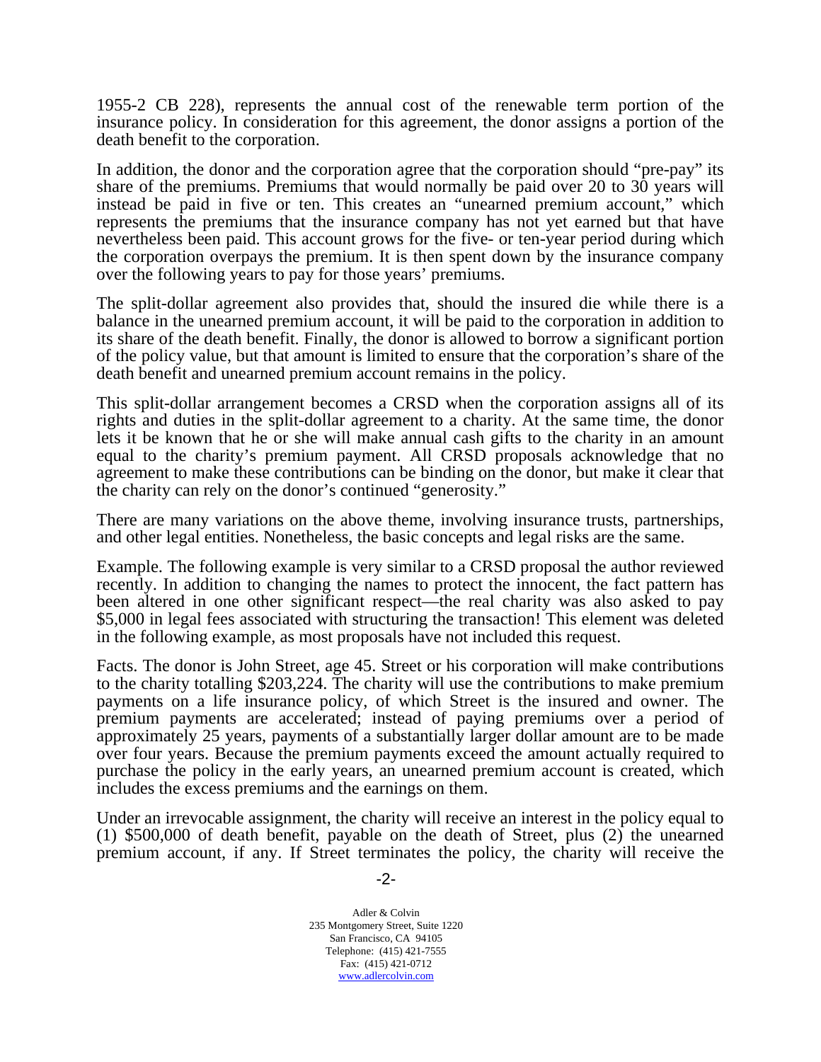1955-2 CB 228), represents the annual cost of the renewable term portion of the insurance policy. In consideration for this agreement, the donor assigns a portion of the death benefit to the corporation.

In addition, the donor and the corporation agree that the corporation should "pre-pay" its share of the premiums. Premiums that would normally be paid over 20 to 30 years will instead be paid in five or ten. This creates an "unearned premium account," which represents the premiums that the insurance company has not yet earned but that have nevertheless been paid. This account grows for the five- or ten-year period during which the corporation overpays the premium. It is then spent down by the insurance company over the following years to pay for those years' premiums.

The split-dollar agreement also provides that, should the insured die while there is a balance in the unearned premium account, it will be paid to the corporation in addition to its share of the death benefit. Finally, the donor is allowed to borrow a significant portion of the policy value, but that amount is limited to ensure that the corporation's share of the death benefit and unearned premium account remains in the policy.

This split-dollar arrangement becomes a CRSD when the corporation assigns all of its rights and duties in the split-dollar agreement to a charity. At the same time, the donor lets it be known that he or she will make annual cash gifts to the charity in an amount equal to the charity's premium payment. All CRSD proposals acknowledge that no agreement to make these contributions can be binding on the donor, but make it clear that the charity can rely on the donor's continued "generosity."

There are many variations on the above theme, involving insurance trusts, partnerships, and other legal entities. Nonetheless, the basic concepts and legal risks are the same.

Example. The following example is very similar to a CRSD proposal the author reviewed recently. In addition to changing the names to protect the innocent, the fact pattern has been altered in one other significant respect—the real charity was also asked to pay $5,000 in legal fees associated with structuring the transaction! This element was deleted in the following example, as most proposals have not included this request.

Facts. The donor is John Street, age 45. Street or his corporation will make contributions to the charity totalling $203,224. The charity will use the contributions to make premium payments on a life insurance policy, of which Street is the insured and owner. The premium payments are accelerated; instead of paying premiums over a period of approximately 25 years, payments of a substantially larger dollar amount are to be made over four years. Because the premium payments exceed the amount actually required to purchase the policy in the early years, an unearned premium account is created, which includes the excess premiums and the earnings on them.

Under an irrevocable assignment, the charity will receive an interest in the policy equal to (1) $500,000 of death benefit, payable on the death of Street, plus (2) the unearned premium account, if any. If Street terminates the policy, the charity will receive the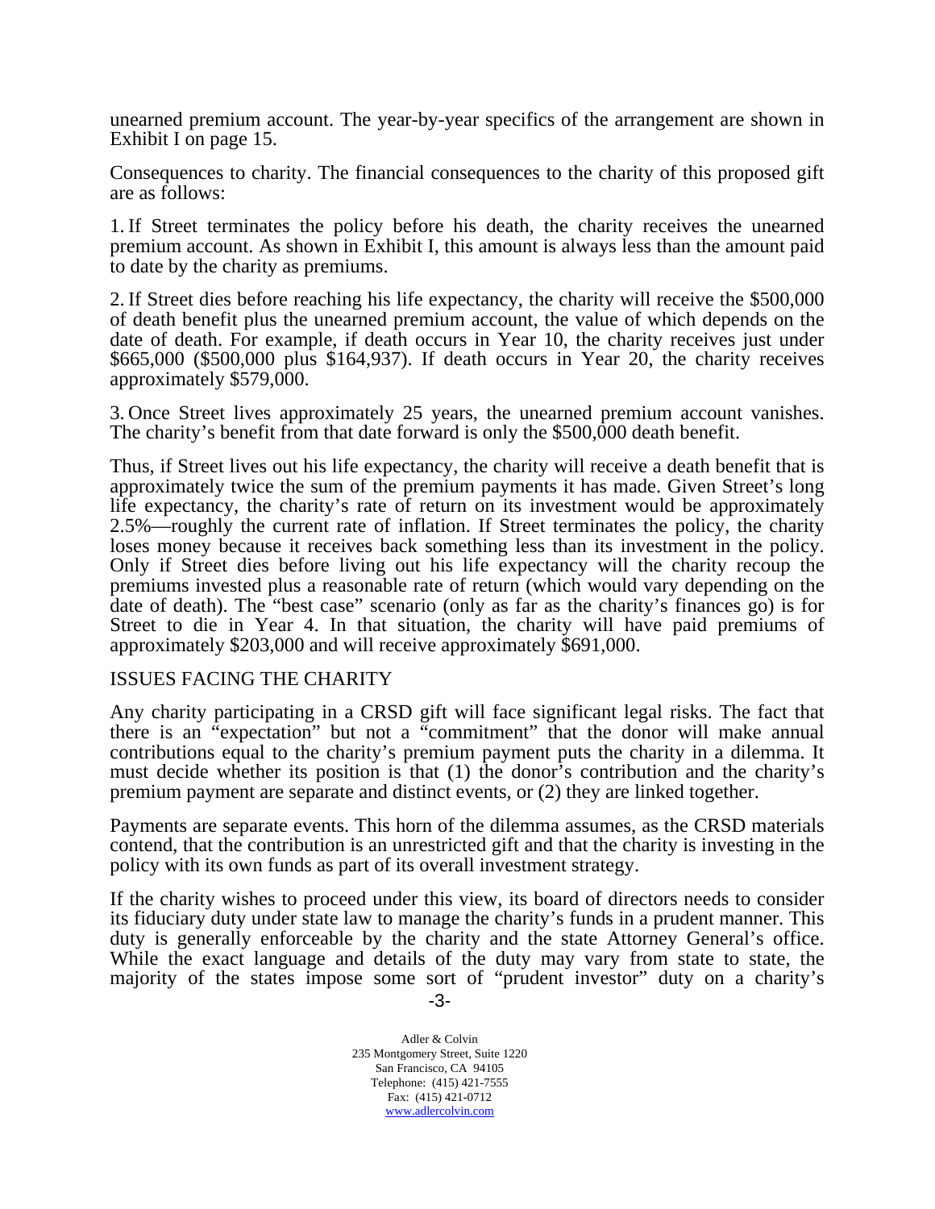unearned premium account. The year-by-year specifics of the arrangement are shown in Exhibit I on page 15.

Consequences to charity. The financial consequences to the charity of this proposed gift are as follows:

1. If Street terminates the policy before his death, the charity receives the unearned premium account. As shown in Exhibit I, this amount is always less than the amount paid to date by the charity as premiums.

2. If Street dies before reaching his life expectancy, the charity will receive the $500,000 of death benefit plus the unearned premium account, the value of which depends on the date of death. For example, if death occurs in Year 10, the charity receives just under $665,000 ($500,000 plus $164,937). If death occurs in Year 20, the charity receives approximately $579,000.

3. Once Street lives approximately 25 years, the unearned premium account vanishes. The charity's benefit from that date forward is only the $500,000 death benefit.

Thus, if Street lives out his life expectancy, the charity will receive a death benefit that is approximately twice the sum of the premium payments it has made. Given Street's long life expectancy, the charity's rate of return on its investment would be approximately 2.5%—roughly the current rate of inflation. If Street terminates the policy, the charity loses money because it receives back something less than its investment in the policy. Only if Street dies before living out his life expectancy will the charity recoup the premiums invested plus a reasonable rate of return (which would vary depending on the date of death). The "best case" scenario (only as far as the charity's finances go) is for Street to die in Year 4. In that situation, the charity will have paid premiums of approximately $203,000 and will receive approximately $691,000.

## ISSUES FACING THE CHARITY

Any charity participating in a CRSD gift will face significant legal risks. The fact that there is an "expectation" but not a "commitment" that the donor will make annual contributions equal to the charity's premium payment puts the charity in a dilemma. It must decide whether its position is that (1) the donor's contribution and the charity's premium payment are separate and distinct events, or (2) they are linked together.

Payments are separate events. This horn of the dilemma assumes, as the CRSD materials contend, that the contribution is an unrestricted gift and that the charity is investing in the policy with its own funds as part of its overall investment strategy.

If the charity wishes to proceed under this view, its board of directors needs to consider its fiduciary duty under state law to manage the charity's funds in a prudent manner. This duty is generally enforceable by the charity and the state Attorney General's office. While the exact language and details of the duty may vary from state to state, the majority of the states impose some sort of "prudent investor" duty on a charity's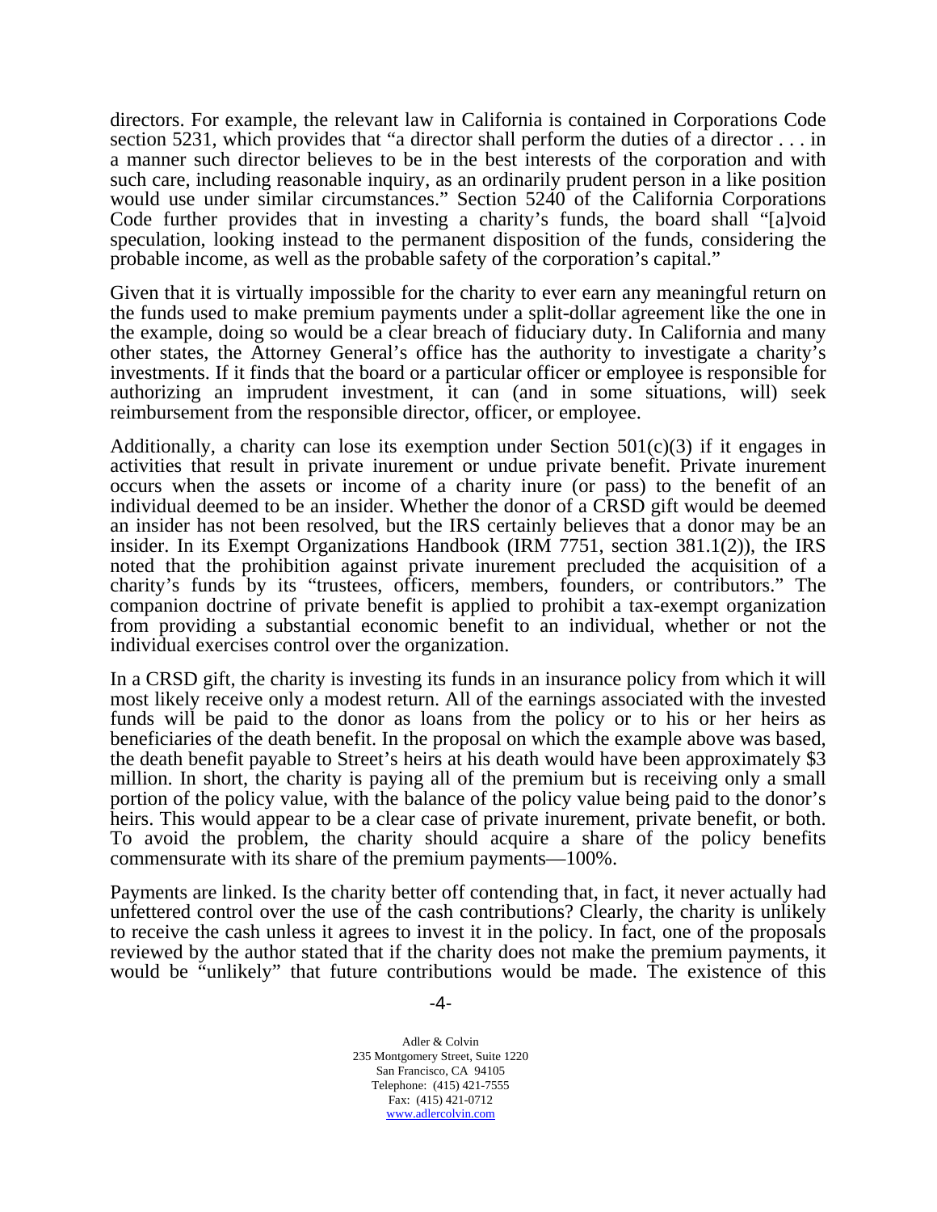directors. For example, the relevant law in California is contained in Corporations Code section 5231, which provides that "a director shall perform the duties of a director . . . in a manner such director believes to be in the best interests of the corporation and with such care, including reasonable inquiry, as an ordinarily prudent person in a like position would use under similar circumstances." Section 5240 of the California Corporations Code further provides that in investing a charity's funds, the board shall "[a]void speculation, looking instead to the permanent disposition of the funds, considering the probable income, as well as the probable safety of the corporation's capital."

Given that it is virtually impossible for the charity to ever earn any meaningful return on the funds used to make premium payments under a split-dollar agreement like the one in the example, doing so would be a clear breach of fiduciary duty. In California and many other states, the Attorney General's office has the authority to investigate a charity's investments. If it finds that the board or a particular officer or employee is responsible for authorizing an imprudent investment, it can (and in some situations, will) seek reimbursement from the responsible director, officer, or employee.

Additionally, a charity can lose its exemption under Section 501(c)(3) if it engages in activities that result in private inurement or undue private benefit. Private inurement occurs when the assets or income of a charity inure (or pass) to the benefit of an individual deemed to be an insider. Whether the donor of a CRSD gift would be deemed an insider has not been resolved, but the IRS certainly believes that a donor may be an insider. In its Exempt Organizations Handbook (IRM 7751, section 381.1(2)), the IRS noted that the prohibition against private inurement precluded the acquisition of a charity's funds by its "trustees, officers, members, founders, or contributors." The companion doctrine of private benefit is applied to prohibit a tax-exempt organization from providing a substantial economic benefit to an individual, whether or not the individual exercises control over the organization.

In a CRSD gift, the charity is investing its funds in an insurance policy from which it will most likely receive only a modest return. All of the earnings associated with the invested funds will be paid to the donor as loans from the policy or to his or her heirs as beneficiaries of the death benefit. In the proposal on which the example above was based, the death benefit payable to Street's heirs at his death would have been approximately \$3 million. In short, the charity is paying all of the premium but is receiving only a small portion of the policy value, with the balance of the policy value being paid to the donor's heirs. This would appear to be a clear case of private inurement, private benefit, or both. To avoid the problem, the charity should acquire a share of the policy benefits commensurate with its share of the premium payments—100%.

Payments are linked. Is the charity better off contending that, in fact, it never actually had unfettered control over the use of the cash contributions? Clearly, the charity is unlikely to receive the cash unless it agrees to invest it in the policy. In fact, one of the proposals reviewed by the author stated that if the charity does not make the premium payments, it would be "unlikely" that future contributions would be made. The existence of this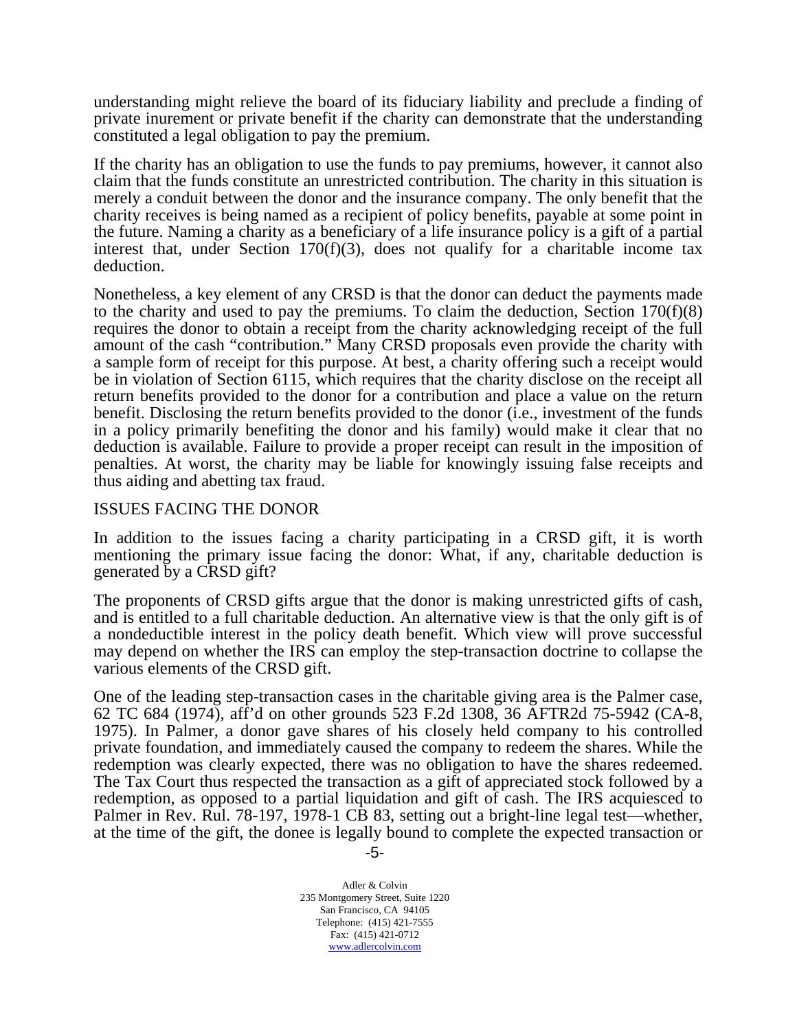understanding might relieve the board of its fiduciary liability and preclude a finding of private inurement or private benefit if the charity can demonstrate that the understanding constituted a legal obligation to pay the premium.

If the charity has an obligation to use the funds to pay premiums, however, it cannot also claim that the funds constitute an unrestricted contribution. The charity in this situation is merely a conduit between the donor and the insurance company. The only benefit that the charity receives is being named as a recipient of policy benefits, payable at some point in the future. Naming a charity as a beneficiary of a life insurance policy is a gift of a partial interest that, under Section 170(f)(3), does not qualify for a charitable income tax deduction.

Nonetheless, a key element of any CRSD is that the donor can deduct the payments made to the charity and used to pay the premiums. To claim the deduction, Section 170(f)(8) requires the donor to obtain a receipt from the charity acknowledging receipt of the full amount of the cash "contribution." Many CRSD proposals even provide the charity with a sample form of receipt for this purpose. At best, a charity offering such a receipt would be in violation of Section 6115, which requires that the charity disclose on the receipt all return benefits provided to the donor for a contribution and place a value on the return benefit. Disclosing the return benefits provided to the donor (i.e., investment of the funds in a policy primarily benefiting the donor and his family) would make it clear that no deduction is available. Failure to provide a proper receipt can result in the imposition of penalties. At worst, the charity may be liable for knowingly issuing false receipts and thus aiding and abetting tax fraud.

## ISSUES FACING THE DONOR

In addition to the issues facing a charity participating in a CRSD gift, it is worth mentioning the primary issue facing the donor: What, if any, charitable deduction is generated by a CRSD gift?

The proponents of CRSD gifts argue that the donor is making unrestricted gifts of cash, and is entitled to a full charitable deduction. An alternative view is that the only gift is of a nondeductible interest in the policy death benefit. Which view will prove successful may depend on whether the IRS can employ the step-transaction doctrine to collapse the various elements of the CRSD gift.

One of the leading step-transaction cases in the charitable giving area is the Palmer case, 62 TC 684 (1974), aff'd on other grounds 523 F.2d 1308, 36 AFTR2d 75-5942 (CA-8, 1975). In Palmer, a donor gave shares of his closely held company to his controlled private foundation, and immediately caused the company to redeem the shares. While the redemption was clearly expected, there was no obligation to have the shares redeemed. The Tax Court thus respected the transaction as a gift of appreciated stock followed by a redemption, as opposed to a partial liquidation and gift of cash. The IRS acquiesced to Palmer in Rev. Rul. 78-197, 1978-1 CB 83, setting out a bright-line legal test—whether, at the time of the gift, the donee is legally bound to complete the expected transaction or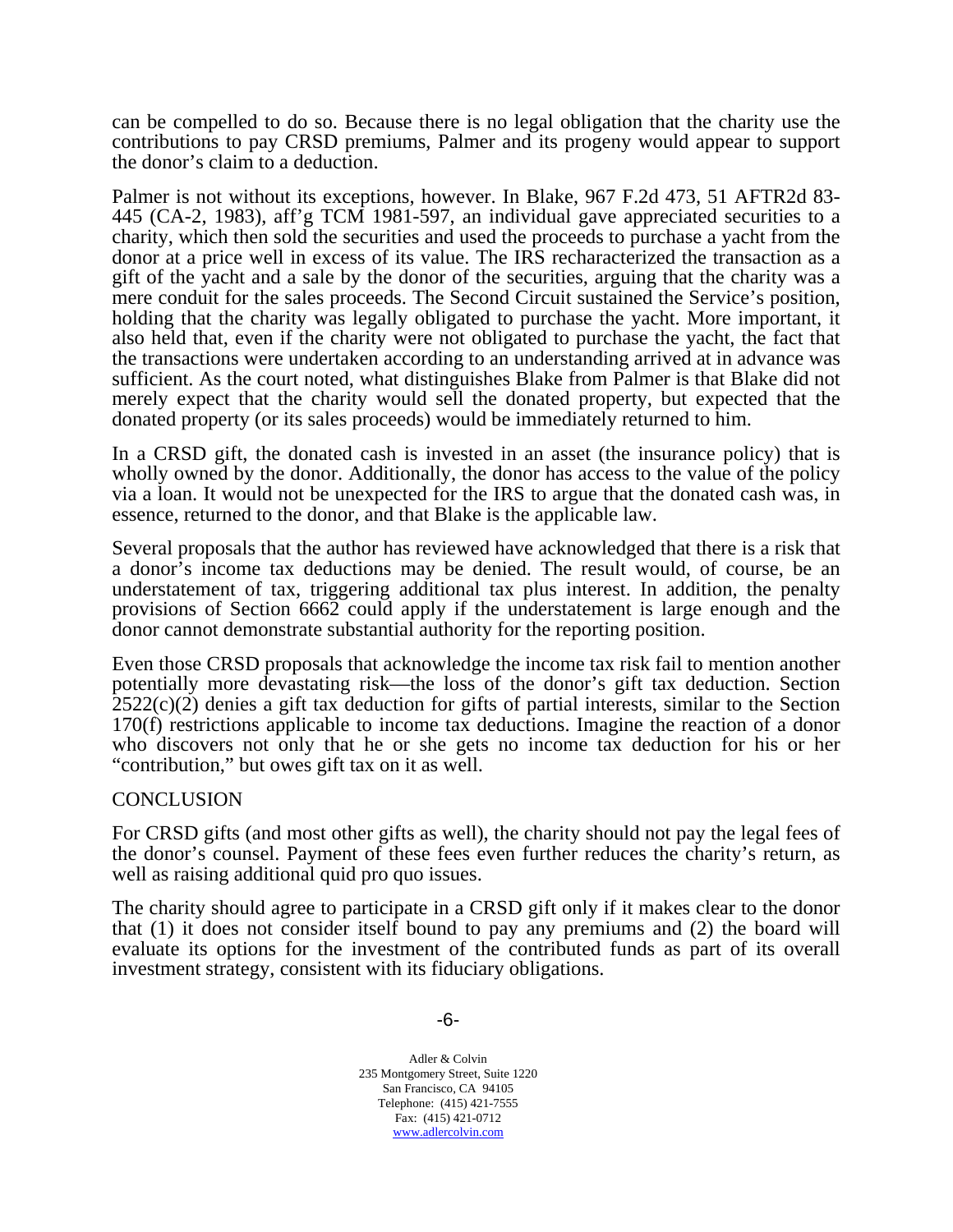can be compelled to do so. Because there is no legal obligation that the charity use the contributions to pay CRSD premiums, Palmer and its progeny would appear to support the donor's claim to a deduction.

Palmer is not without its exceptions, however. In Blake, 967 F.2d 473, 51 AFTR2d 83-445 (CA-2, 1983), aff'g TCM 1981-597, an individual gave appreciated securities to a charity, which then sold the securities and used the proceeds to purchase a yacht from the donor at a price well in excess of its value. The IRS recharacterized the transaction as a gift of the yacht and a sale by the donor of the securities, arguing that the charity was a mere conduit for the sales proceeds. The Second Circuit sustained the Service's position, holding that the charity was legally obligated to purchase the yacht. More important, it also held that, even if the charity were not obligated to purchase the yacht, the fact that the transactions were undertaken according to an understanding arrived at in advance was sufficient. As the court noted, what distinguishes Blake from Palmer is that Blake did not merely expect that the charity would sell the donated property, but expected that the donated property (or its sales proceeds) would be immediately returned to him.

In a CRSD gift, the donated cash is invested in an asset (the insurance policy) that is wholly owned by the donor. Additionally, the donor has access to the value of the policy via a loan. It would not be unexpected for the IRS to argue that the donated cash was, in essence, returned to the donor, and that Blake is the applicable law.

Several proposals that the author has reviewed have acknowledged that there is a risk that a donor's income tax deductions may be denied. The result would, of course, be an understatement of tax, triggering additional tax plus interest. In addition, the penalty provisions of Section 6662 could apply if the understatement is large enough and the donor cannot demonstrate substantial authority for the reporting position.

Even those CRSD proposals that acknowledge the income tax risk fail to mention another potentially more devastating risk—the loss of the donor's gift tax deduction. Section 2522(c)(2) denies a gift tax deduction for gifts of partial interests, similar to the Section 170(f) restrictions applicable to income tax deductions. Imagine the reaction of a donor who discovers not only that he or she gets no income tax deduction for his or her "contribution," but owes gift tax on it as well.

## CONCLUSION

For CRSD gifts (and most other gifts as well), the charity should not pay the legal fees of the donor's counsel. Payment of these fees even further reduces the charity's return, as well as raising additional quid pro quo issues.

The charity should agree to participate in a CRSD gift only if it makes clear to the donor that (1) it does not consider itself bound to pay any premiums and (2) the board will evaluate its options for the investment of the contributed funds as part of its overall investment strategy, consistent with its fiduciary obligations.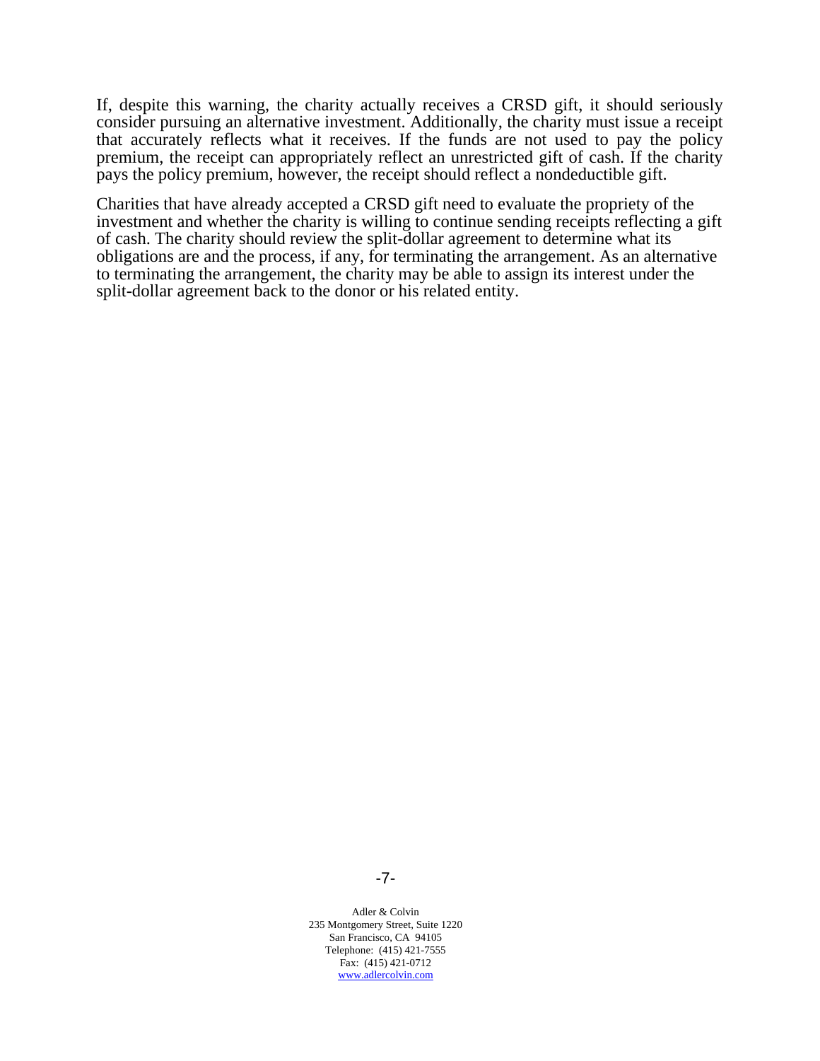If, despite this warning, the charity actually receives a CRSD gift, it should seriously consider pursuing an alternative investment. Additionally, the charity must issue a receipt that accurately reflects what it receives. If the funds are not used to pay the policy premium, the receipt can appropriately reflect an unrestricted gift of cash. If the charity pays the policy premium, however, the receipt should reflect a nondeductible gift.

Charities that have already accepted a CRSD gift need to evaluate the propriety of the investment and whether the charity is willing to continue sending receipts reflecting a gift of cash. The charity should review the split-dollar agreement to determine what its obligations are and the process, if any, for terminating the arrangement. As an alternative to terminating the arrangement, the charity may be able to assign its interest under the split-dollar agreement back to the donor or his related entity.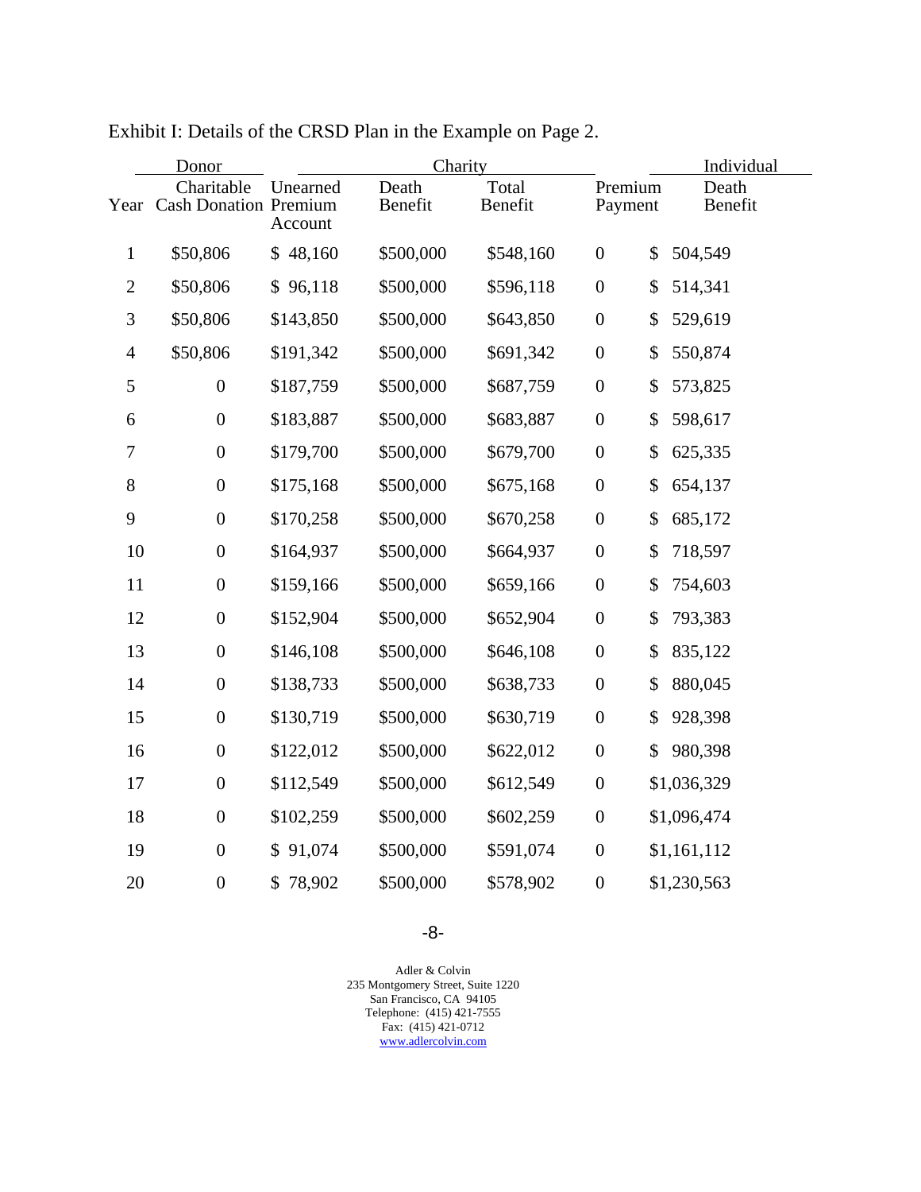Exhibit I: Details of the CRSD Plan in the Example on Page 2.

| | Donor | Charity | | | | Individual |
|---|---|---|---|---|---|---|
| Year | Charitable Cash Donation | Unearned Premium Account | Death Benefit | Total Benefit | Premium Payment | Death Benefit |
| 1 | $50,806 | $ 48,160 | $500,000 | $548,160 | 0 | $ 504,549 |
| 2 | $50,806 | $ 96,118 | $500,000 | $596,118 | 0 | $ 514,341 |
| 3 | $50,806 | $143,850 | $500,000 | $643,850 | 0 | $ 529,619 |
| 4 | $50,806 | $191,342 | $500,000 | $691,342 | 0 | $ 550,874 |
| 5 | 0 | $187,759 | $500,000 | $687,759 | 0 | $ 573,825 |
| 6 | 0 | $183,887 | $500,000 | $683,887 | 0 | $ 598,617 |
| 7 | 0 | $179,700 | $500,000 | $679,700 | 0 | $ 625,335 |
| 8 | 0 | $175,168 | $500,000 | $675,168 | 0 | $ 654,137 |
| 9 | 0 | $170,258 | $500,000 | $670,258 | 0 | $ 685,172 |
| 10 | 0 | $164,937 | $500,000 | $664,937 | 0 | $ 718,597 |
| 11 | 0 | $159,166 | $500,000 | $659,166 | 0 | $ 754,603 |
| 12 | 0 | $152,904 | $500,000 | $652,904 | 0 | $ 793,383 |
| 13 | 0 | $146,108 | $500,000 | $646,108 | 0 | $ 835,122 |
| 14 | 0 | $138,733 | $500,000 | $638,733 | 0 | $ 880,045 |
| 15 | 0 | $130,719 | $500,000 | $630,719 | 0 | $ 928,398 |
| 16 | 0 | $122,012 | $500,000 | $622,012 | 0 | $ 980,398 |
| 17 | 0 | $112,549 | $500,000 | $612,549 | 0 | $1,036,329 |
| 18 | 0 | $102,259 | $500,000 | $602,259 | 0 | $1,096,474 |
| 19 | 0 | $ 91,074 | $500,000 | $591,074 | 0 | $1,161,112 |
| 20 | 0 | $ 78,902 | $500,000 | $578,902 | 0 | $1,230,563 |

Adler & Colvin
235 Montgomery Street, Suite 1220
San Francisco, CA 94105
Telephone: (415) 421-7555
Fax: (415) 421-0712
www.adlercolvin.com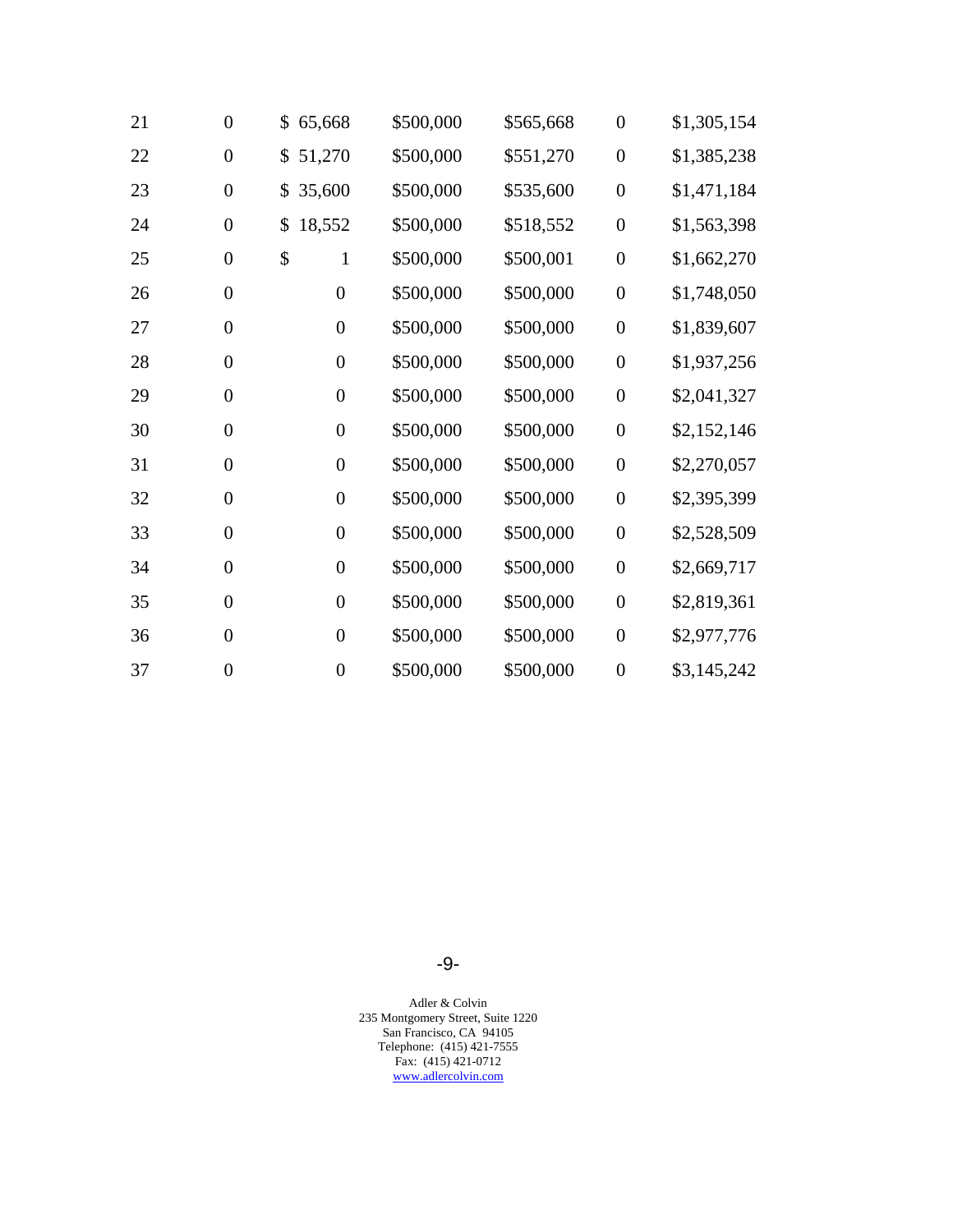| | | | | | | |
|---|---|---|---|---|---|---|
| 21 | 0 | $ 65,668 | $500,000 | $565,668 | 0 | $1,305,154 |
| 22 | 0 | $ 51,270 | $500,000 | $551,270 | 0 | $1,385,238 |
| 23 | 0 | $ 35,600 | $500,000 | $535,600 | 0 | $1,471,184 |
| 24 | 0 | $ 18,552 | $500,000 | $518,552 | 0 | $1,563,398 |
| 25 | 0 | $ 1 | $500,000 | $500,001 | 0 | $1,662,270 |
| 26 | 0 | 0 | $500,000 | $500,000 | 0 | $1,748,050 |
| 27 | 0 | 0 | $500,000 | $500,000 | 0 | $1,839,607 |
| 28 | 0 | 0 | $500,000 | $500,000 | 0 | $1,937,256 |
| 29 | 0 | 0 | $500,000 | $500,000 | 0 | $2,041,327 |
| 30 | 0 | 0 | $500,000 | $500,000 | 0 | $2,152,146 |
| 31 | 0 | 0 | $500,000 | $500,000 | 0 | $2,270,057 |
| 32 | 0 | 0 | $500,000 | $500,000 | 0 | $2,395,399 |
| 33 | 0 | 0 | $500,000 | $500,000 | 0 | $2,528,509 |
| 34 | 0 | 0 | $500,000 | $500,000 | 0 | $2,669,717 |
| 35 | 0 | 0 | $500,000 | $500,000 | 0 | $2,819,361 |
| 36 | 0 | 0 | $500,000 | $500,000 | 0 | $2,977,776 |
| 37 | 0 | 0 | $500,000 | $500,000 | 0 | $3,145,242 |

Adler & Colvin
235 Montgomery Street, Suite 1220
San Francisco, CA 94105
Telephone: (415) 421-7555
Fax: (415) 421-0712
www.adlercolvin.com